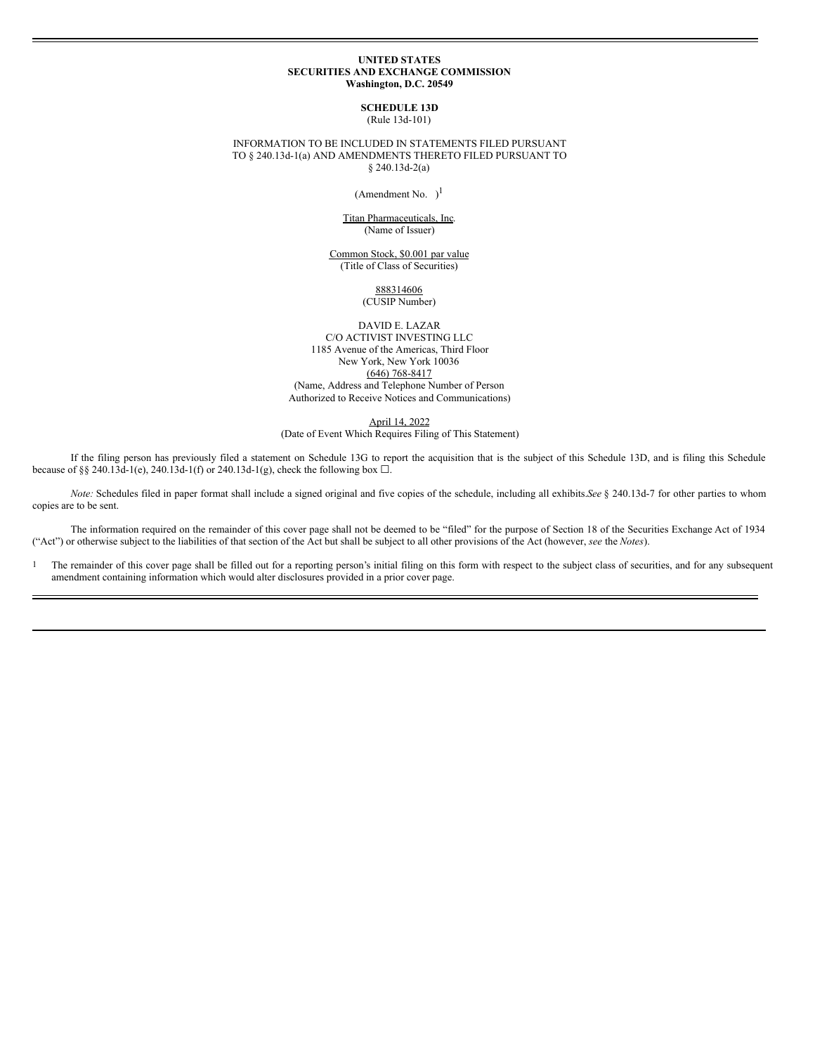**UNITED STATES**
**SECURITIES AND EXCHANGE COMMISSION**
**Washington, D.C. 20549**

**SCHEDULE 13D**
(Rule 13d-101)

INFORMATION TO BE INCLUDED IN STATEMENTS FILED PURSUANT TO § 240.13d-1(a) AND AMENDMENTS THERETO FILED PURSUANT TO § 240.13d-2(a)

(Amendment No. )[1]

Titan Pharmaceuticals, Inc.
(Name of Issuer)

Common Stock, $0.001 par value
(Title of Class of Securities)

888314606
(CUSIP Number)

DAVID E. LAZAR
C/O ACTIVIST INVESTING LLC
1185 Avenue of the Americas, Third Floor
New York, New York 10036
(646) 768-8417
(Name, Address and Telephone Number of Person Authorized to Receive Notices and Communications)

April 14, 2022
(Date of Event Which Requires Filing of This Statement)

If the filing person has previously filed a statement on Schedule 13G to report the acquisition that is the subject of this Schedule 13D, and is filing this Schedule because of §§ 240.13d-1(e), 240.13d-1(f) or 240.13d-1(g), check the following box ☐.

*Note:* Schedules filed in paper format shall include a signed original and five copies of the schedule, including all exhibits. *See* § 240.13d-7 for other parties to whom copies are to be sent.

The information required on the remainder of this cover page shall not be deemed to be "filed" for the purpose of Section 18 of the Securities Exchange Act of 1934 ("Act") or otherwise subject to the liabilities of that section of the Act but shall be subject to all other provisions of the Act (however, *see* the *Notes*).

[1] The remainder of this cover page shall be filled out for a reporting person's initial filing on this form with respect to the subject class of securities, and for any subsequent amendment containing information which would alter disclosures provided in a prior cover page.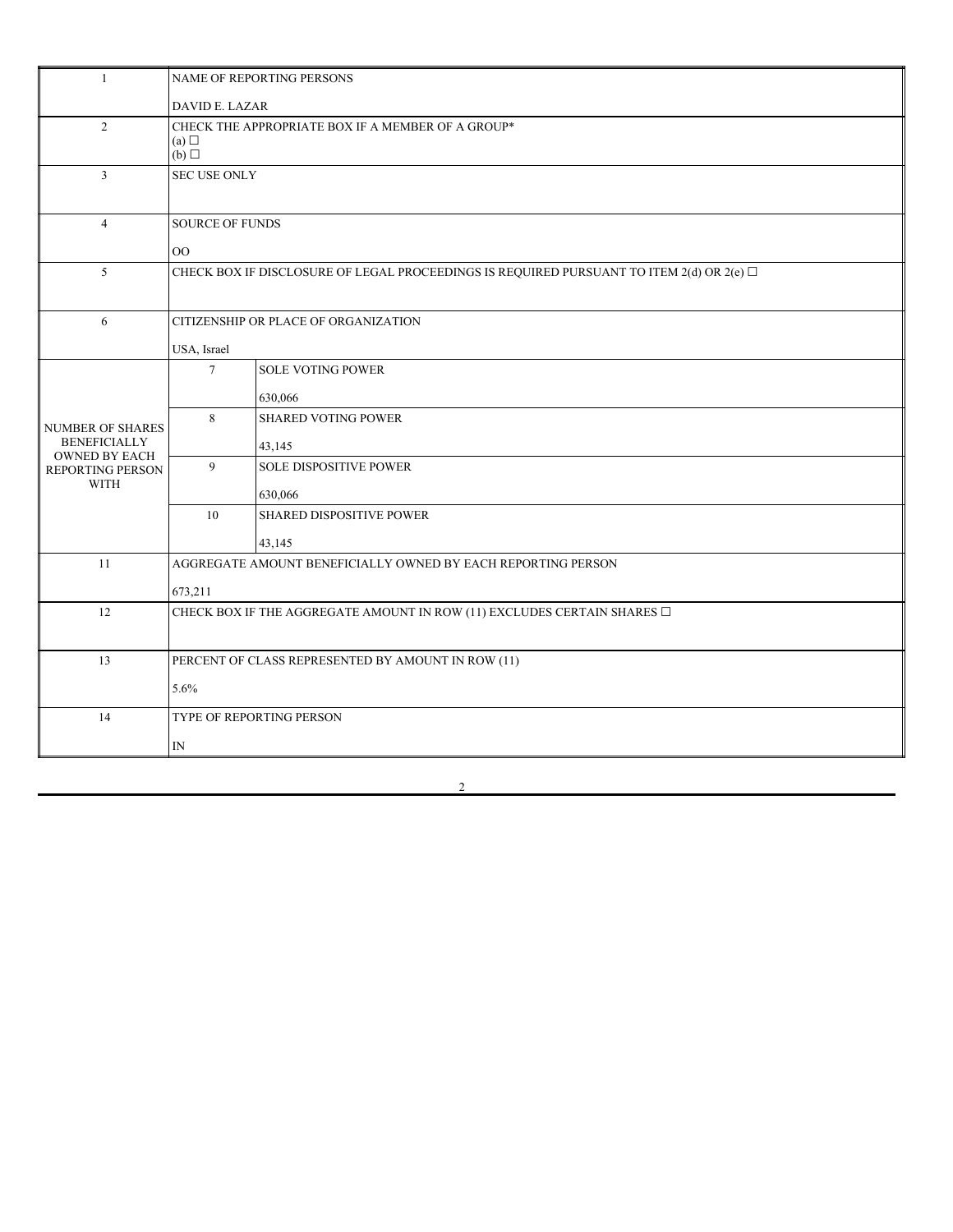| | | | |
|---|---|---|---|
| 1 | NAME OF REPORTING PERSONS<br><br>DAVID E. LAZAR | | |
| 2 | CHECK THE APPROPRIATE BOX IF A MEMBER OF A GROUP*<br>(a) ☐<br>(b) ☐ | | |
| 3 | SEC USE ONLY | | |
| 4 | SOURCE OF FUNDS<br><br>OO | | |
| 5 | CHECK BOX IF DISCLOSURE OF LEGAL PROCEEDINGS IS REQUIRED PURSUANT TO ITEM 2(d) OR 2(e) ☐ | | |
| 6 | CITIZENSHIP OR PLACE OF ORGANIZATION<br><br>USA, Israel | | |
| NUMBER OF SHARES BENEFICIALLY OWNED BY EACH REPORTING PERSON WITH | 7 | SOLE VOTING POWER<br><br>630,066 | |
| | 8 | SHARED VOTING POWER<br><br>43,145 | |
| | 9 | SOLE DISPOSITIVE POWER<br><br>630,066 | |
| | 10 | SHARED DISPOSITIVE POWER<br><br>43,145 | |
| 11 | AGGREGATE AMOUNT BENEFICIALLY OWNED BY EACH REPORTING PERSON<br><br>673,211 | | |
| 12 | CHECK BOX IF THE AGGREGATE AMOUNT IN ROW (11) EXCLUDES CERTAIN SHARES ☐ | | |
| 13 | PERCENT OF CLASS REPRESENTED BY AMOUNT IN ROW (11)<br><br>5.6% | | |
| 14 | TYPE OF REPORTING PERSON<br><br>IN | | |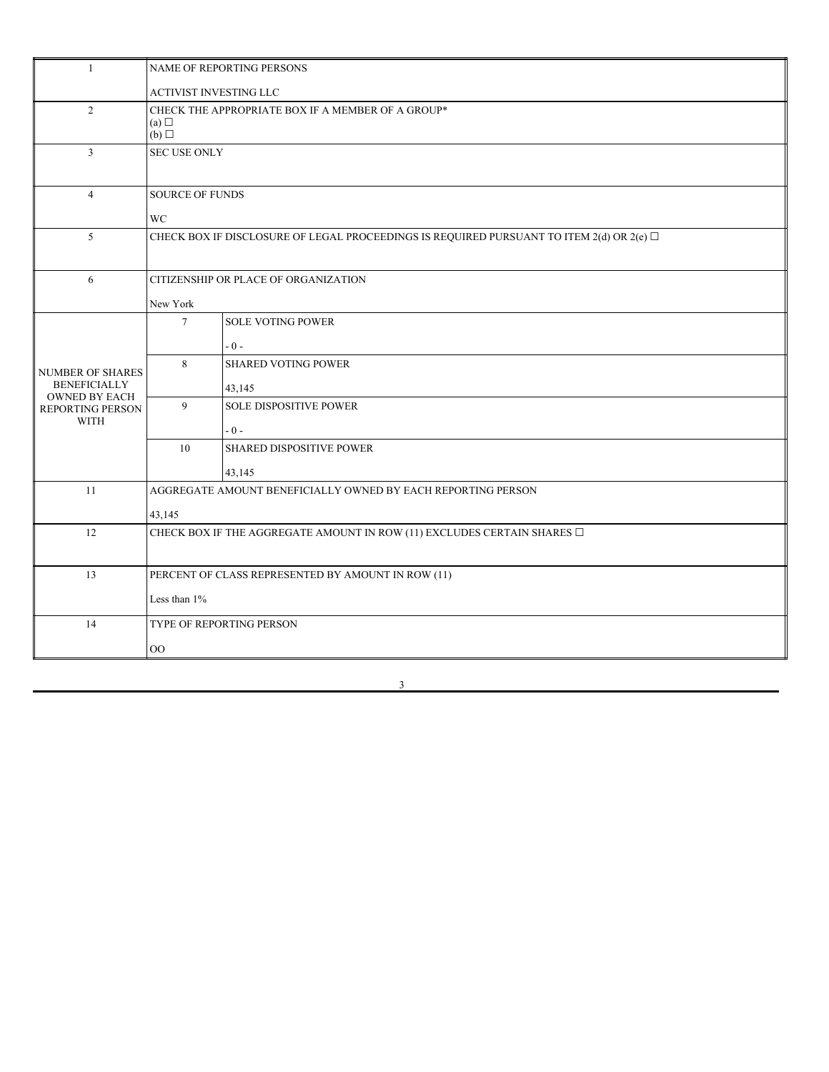| | | | |
|---|---|---|---|
| 1 | NAME OF REPORTING PERSONS<br><br>ACTIVIST INVESTING LLC | | |
| 2 | CHECK THE APPROPRIATE BOX IF A MEMBER OF A GROUP*<br>(a) ☐<br>(b) ☐ | | |
| 3 | SEC USE ONLY | | |
| 4 | SOURCE OF FUNDS<br><br>WC | | |
| 5 | CHECK BOX IF DISCLOSURE OF LEGAL PROCEEDINGS IS REQUIRED PURSUANT TO ITEM 2(d) OR 2(e) ☐ | | |
| 6 | CITIZENSHIP OR PLACE OF ORGANIZATION<br><br>New York | | |
| NUMBER OF SHARES BENEFICIALLY OWNED BY EACH REPORTING PERSON WITH | 7 | SOLE VOTING POWER<br><br>- 0 - | |
| | 8 | SHARED VOTING POWER<br><br>43,145 | |
| | 9 | SOLE DISPOSITIVE POWER<br><br>- 0 - | |
| | 10 | SHARED DISPOSITIVE POWER<br><br>43,145 | |
| 11 | AGGREGATE AMOUNT BENEFICIALLY OWNED BY EACH REPORTING PERSON<br><br>43,145 | | |
| 12 | CHECK BOX IF THE AGGREGATE AMOUNT IN ROW (11) EXCLUDES CERTAIN SHARES ☐ | | |
| 13 | PERCENT OF CLASS REPRESENTED BY AMOUNT IN ROW (11)<br><br>Less than 1% | | |
| 14 | TYPE OF REPORTING PERSON<br><br>OO | | |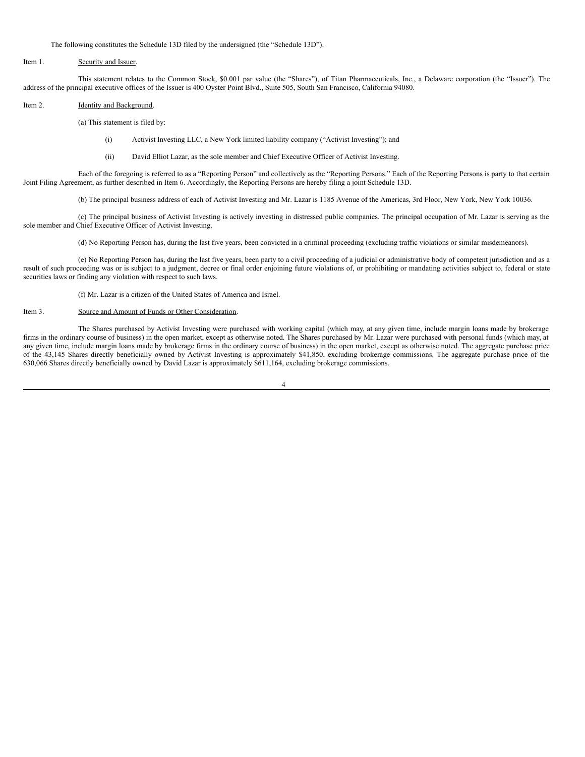The following constitutes the Schedule 13D filed by the undersigned (the "Schedule 13D").

Item 1. Security and Issuer.

This statement relates to the Common Stock, $0.001 par value (the "Shares"), of Titan Pharmaceuticals, Inc., a Delaware corporation (the "Issuer"). The address of the principal executive offices of the Issuer is 400 Oyster Point Blvd., Suite 505, South San Francisco, California 94080.

Item 2. Identity and Background.

(a) This statement is filed by:

(i) Activist Investing LLC, a New York limited liability company ("Activist Investing"); and

(ii) David Elliot Lazar, as the sole member and Chief Executive Officer of Activist Investing.

Each of the foregoing is referred to as a "Reporting Person" and collectively as the "Reporting Persons." Each of the Reporting Persons is party to that certain Joint Filing Agreement, as further described in Item 6. Accordingly, the Reporting Persons are hereby filing a joint Schedule 13D.

(b) The principal business address of each of Activist Investing and Mr. Lazar is 1185 Avenue of the Americas, 3rd Floor, New York, New York 10036.

(c) The principal business of Activist Investing is actively investing in distressed public companies. The principal occupation of Mr. Lazar is serving as the sole member and Chief Executive Officer of Activist Investing.

(d) No Reporting Person has, during the last five years, been convicted in a criminal proceeding (excluding traffic violations or similar misdemeanors).

(e) No Reporting Person has, during the last five years, been party to a civil proceeding of a judicial or administrative body of competent jurisdiction and as a result of such proceeding was or is subject to a judgment, decree or final order enjoining future violations of, or prohibiting or mandating activities subject to, federal or state securities laws or finding any violation with respect to such laws.

(f) Mr. Lazar is a citizen of the United States of America and Israel.

Item 3. Source and Amount of Funds or Other Consideration.

The Shares purchased by Activist Investing were purchased with working capital (which may, at any given time, include margin loans made by brokerage firms in the ordinary course of business) in the open market, except as otherwise noted. The Shares purchased by Mr. Lazar were purchased with personal funds (which may, at any given time, include margin loans made by brokerage firms in the ordinary course of business) in the open market, except as otherwise noted. The aggregate purchase price of the 43,145 Shares directly beneficially owned by Activist Investing is approximately $41,850, excluding brokerage commissions. The aggregate purchase price of the 630,066 Shares directly beneficially owned by David Lazar is approximately $611,164, excluding brokerage commissions.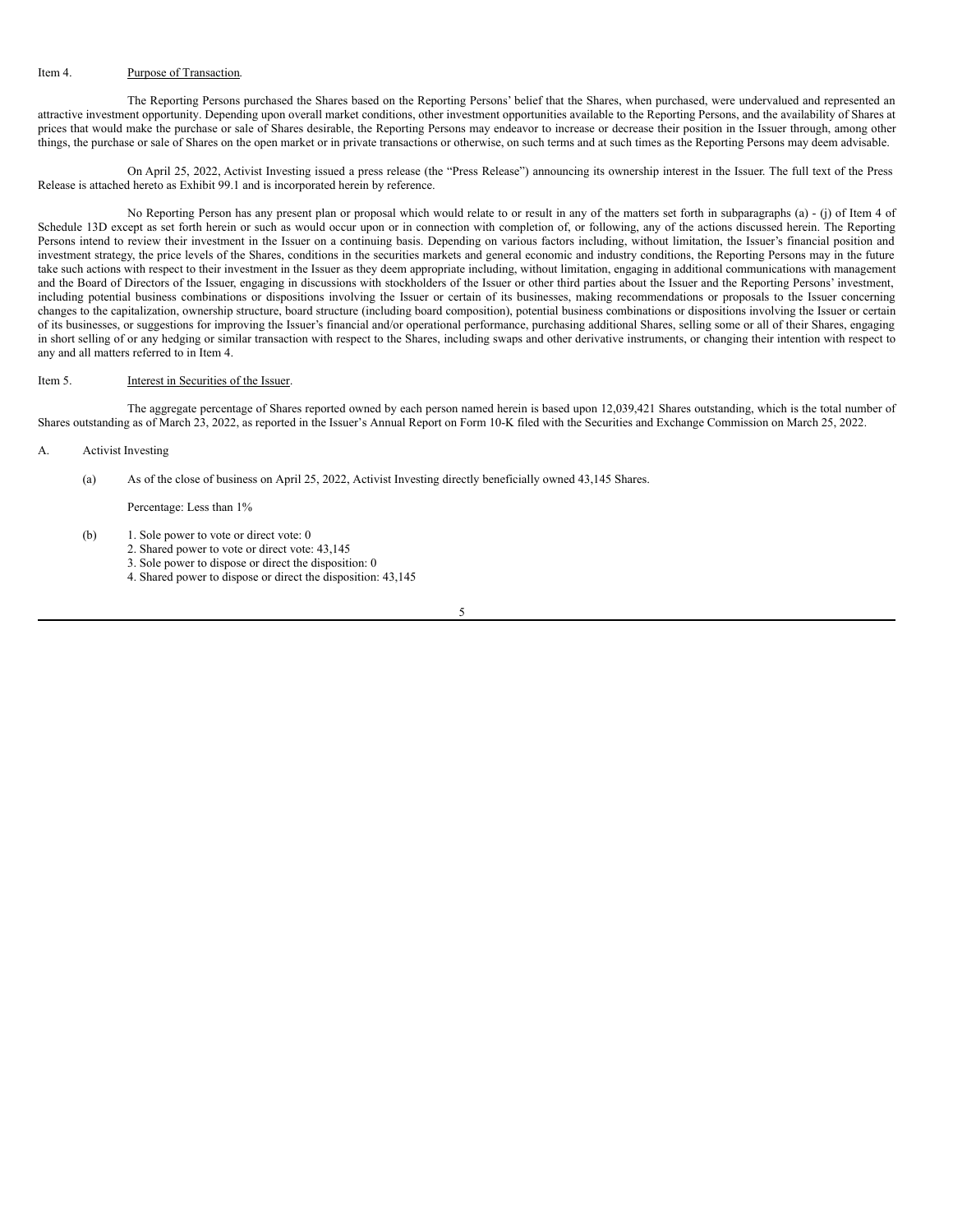Item 4. Purpose of Transaction.

The Reporting Persons purchased the Shares based on the Reporting Persons' belief that the Shares, when purchased, were undervalued and represented an attractive investment opportunity. Depending upon overall market conditions, other investment opportunities available to the Reporting Persons, and the availability of Shares at prices that would make the purchase or sale of Shares desirable, the Reporting Persons may endeavor to increase or decrease their position in the Issuer through, among other things, the purchase or sale of Shares on the open market or in private transactions or otherwise, on such terms and at such times as the Reporting Persons may deem advisable.

On April 25, 2022, Activist Investing issued a press release (the "Press Release") announcing its ownership interest in the Issuer. The full text of the Press Release is attached hereto as Exhibit 99.1 and is incorporated herein by reference.

No Reporting Person has any present plan or proposal which would relate to or result in any of the matters set forth in subparagraphs (a) - (j) of Item 4 of Schedule 13D except as set forth herein or such as would occur upon or in connection with completion of, or following, any of the actions discussed herein. The Reporting Persons intend to review their investment in the Issuer on a continuing basis. Depending on various factors including, without limitation, the Issuer's financial position and investment strategy, the price levels of the Shares, conditions in the securities markets and general economic and industry conditions, the Reporting Persons may in the future take such actions with respect to their investment in the Issuer as they deem appropriate including, without limitation, engaging in additional communications with management and the Board of Directors of the Issuer, engaging in discussions with stockholders of the Issuer or other third parties about the Issuer and the Reporting Persons' investment, including potential business combinations or dispositions involving the Issuer or certain of its businesses, making recommendations or proposals to the Issuer concerning changes to the capitalization, ownership structure, board structure (including board composition), potential business combinations or dispositions involving the Issuer or certain of its businesses, or suggestions for improving the Issuer's financial and/or operational performance, purchasing additional Shares, selling some or all of their Shares, engaging in short selling of or any hedging or similar transaction with respect to the Shares, including swaps and other derivative instruments, or changing their intention with respect to any and all matters referred to in Item 4.

Item 5. Interest in Securities of the Issuer.

The aggregate percentage of Shares reported owned by each person named herein is based upon 12,039,421 Shares outstanding, which is the total number of Shares outstanding as of March 23, 2022, as reported in the Issuer's Annual Report on Form 10-K filed with the Securities and Exchange Commission on March 25, 2022.

A. Activist Investing

(a) As of the close of business on April 25, 2022, Activist Investing directly beneficially owned 43,145 Shares.

Percentage: Less than 1%

(b)
1. Sole power to vote or direct vote: 0
2. Shared power to vote or direct vote: 43,145
3. Sole power to dispose or direct the disposition: 0
4. Shared power to dispose or direct the disposition: 43,145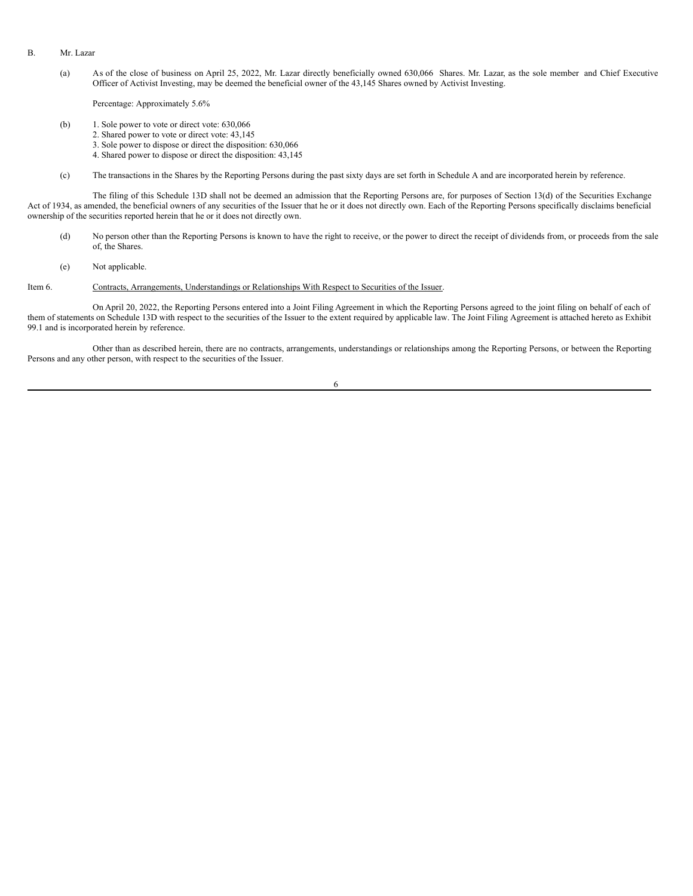B. Mr. Lazar

(a) As of the close of business on April 25, 2022, Mr. Lazar directly beneficially owned 630,066 Shares. Mr. Lazar, as the sole member and Chief Executive Officer of Activist Investing, may be deemed the beneficial owner of the 43,145 Shares owned by Activist Investing.

Percentage: Approximately 5.6%

(b) 1. Sole power to vote or direct vote: 630,066
2. Shared power to vote or direct vote: 43,145
3. Sole power to dispose or direct the disposition: 630,066
4. Shared power to dispose or direct the disposition: 43,145

(c) The transactions in the Shares by the Reporting Persons during the past sixty days are set forth in Schedule A and are incorporated herein by reference.

The filing of this Schedule 13D shall not be deemed an admission that the Reporting Persons are, for purposes of Section 13(d) of the Securities Exchange Act of 1934, as amended, the beneficial owners of any securities of the Issuer that he or it does not directly own. Each of the Reporting Persons specifically disclaims beneficial ownership of the securities reported herein that he or it does not directly own.

(d) No person other than the Reporting Persons is known to have the right to receive, or the power to direct the receipt of dividends from, or proceeds from the sale of, the Shares.

(e) Not applicable.

Item 6. Contracts, Arrangements, Understandings or Relationships With Respect to Securities of the Issuer.

On April 20, 2022, the Reporting Persons entered into a Joint Filing Agreement in which the Reporting Persons agreed to the joint filing on behalf of each of them of statements on Schedule 13D with respect to the securities of the Issuer to the extent required by applicable law. The Joint Filing Agreement is attached hereto as Exhibit 99.1 and is incorporated herein by reference.

Other than as described herein, there are no contracts, arrangements, understandings or relationships among the Reporting Persons, or between the Reporting Persons and any other person, with respect to the securities of the Issuer.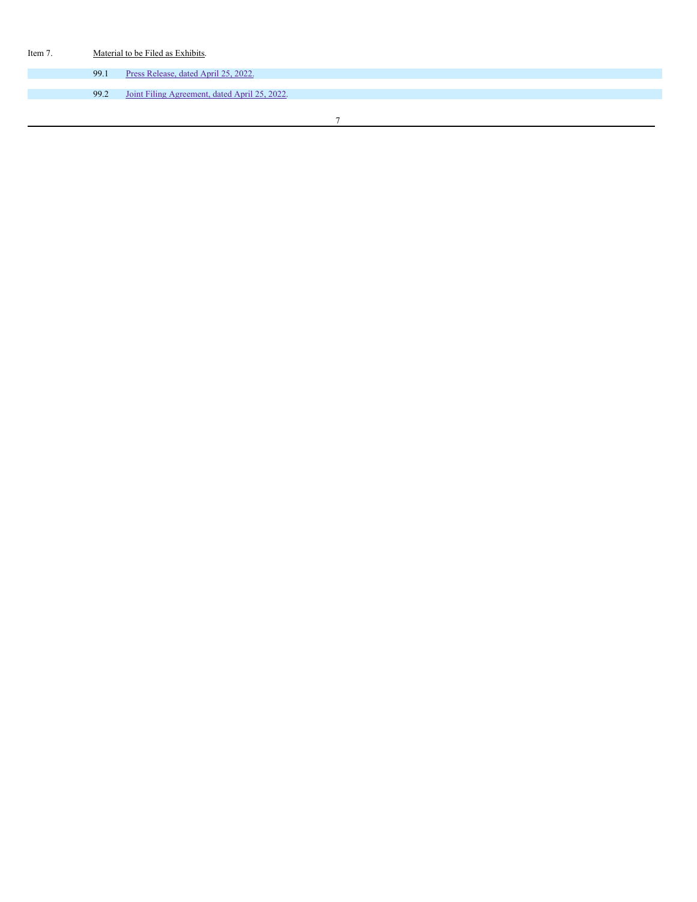Item 7. Material to be Filed as Exhibits.

99.1 Press Release, dated April 25, 2022.

99.2 Joint Filing Agreement, dated April 25, 2022.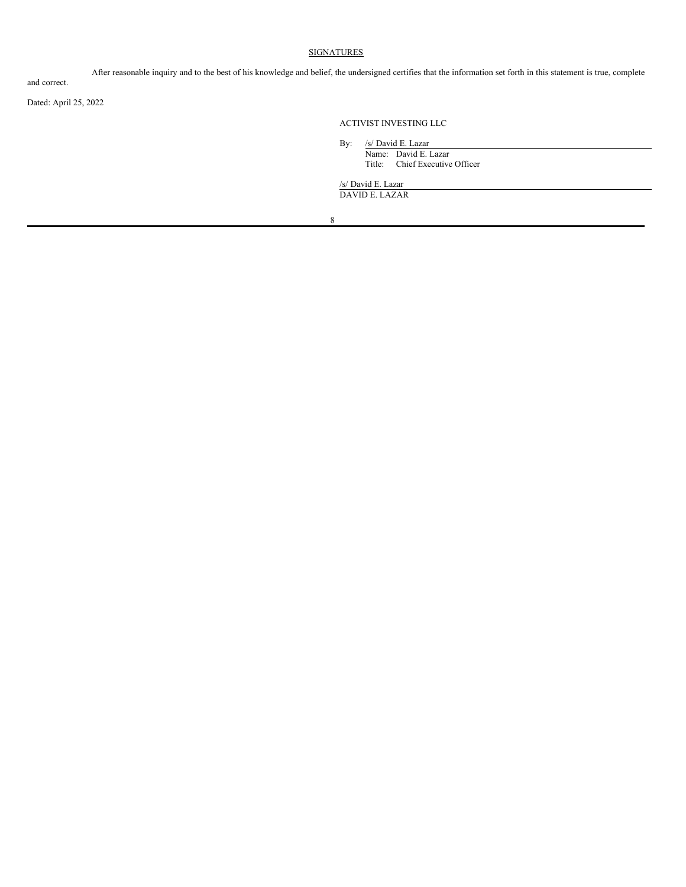## SIGNATURES

After reasonable inquiry and to the best of his knowledge and belief, the undersigned certifies that the information set forth in this statement is true, complete and correct.

Dated: April 25, 2022

ACTIVIST INVESTING LLC

By: /s/ David E. Lazar
Name: David E. Lazar
Title: Chief Executive Officer

/s/ David E. Lazar
DAVID E. LAZAR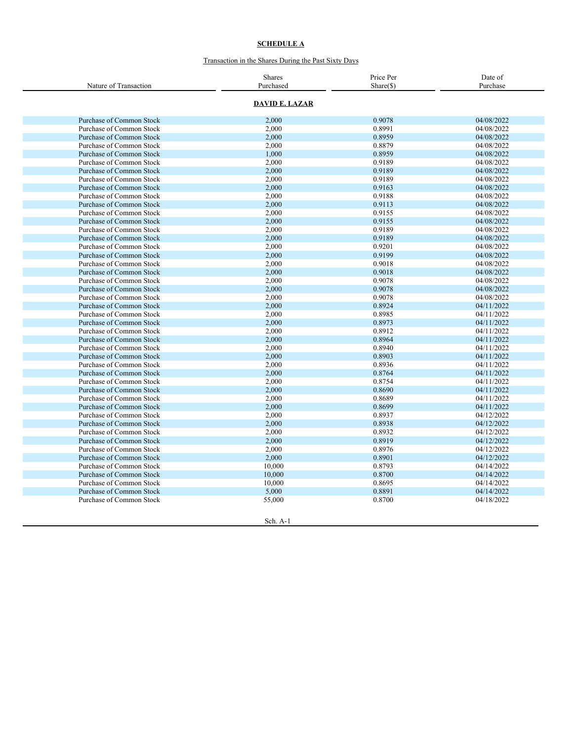**SCHEDULE A**

Transaction in the Shares During the Past Sixty Days

| Nature of Transaction | Shares Purchased | Price Per Share($) | Date of Purchase |
|---|---|---|---|
| | **DAVID E. LAZAR** | | |
| Purchase of Common Stock | 2,000 | 0.9078 | 04/08/2022 |
| Purchase of Common Stock | 2,000 | 0.8991 | 04/08/2022 |
| Purchase of Common Stock | 2,000 | 0.8959 | 04/08/2022 |
| Purchase of Common Stock | 2,000 | 0.8879 | 04/08/2022 |
| Purchase of Common Stock | 1,000 | 0.8959 | 04/08/2022 |
| Purchase of Common Stock | 2,000 | 0.9189 | 04/08/2022 |
| Purchase of Common Stock | 2,000 | 0.9189 | 04/08/2022 |
| Purchase of Common Stock | 2,000 | 0.9189 | 04/08/2022 |
| Purchase of Common Stock | 2,000 | 0.9163 | 04/08/2022 |
| Purchase of Common Stock | 2,000 | 0.9188 | 04/08/2022 |
| Purchase of Common Stock | 2,000 | 0.9113 | 04/08/2022 |
| Purchase of Common Stock | 2,000 | 0.9155 | 04/08/2022 |
| Purchase of Common Stock | 2,000 | 0.9155 | 04/08/2022 |
| Purchase of Common Stock | 2,000 | 0.9189 | 04/08/2022 |
| Purchase of Common Stock | 2,000 | 0.9189 | 04/08/2022 |
| Purchase of Common Stock | 2,000 | 0.9201 | 04/08/2022 |
| Purchase of Common Stock | 2,000 | 0.9199 | 04/08/2022 |
| Purchase of Common Stock | 2,000 | 0.9018 | 04/08/2022 |
| Purchase of Common Stock | 2,000 | 0.9018 | 04/08/2022 |
| Purchase of Common Stock | 2,000 | 0.9078 | 04/08/2022 |
| Purchase of Common Stock | 2,000 | 0.9078 | 04/08/2022 |
| Purchase of Common Stock | 2,000 | 0.9078 | 04/08/2022 |
| Purchase of Common Stock | 2,000 | 0.8924 | 04/11/2022 |
| Purchase of Common Stock | 2,000 | 0.8985 | 04/11/2022 |
| Purchase of Common Stock | 2,000 | 0.8973 | 04/11/2022 |
| Purchase of Common Stock | 2,000 | 0.8912 | 04/11/2022 |
| Purchase of Common Stock | 2,000 | 0.8964 | 04/11/2022 |
| Purchase of Common Stock | 2,000 | 0.8940 | 04/11/2022 |
| Purchase of Common Stock | 2,000 | 0.8903 | 04/11/2022 |
| Purchase of Common Stock | 2,000 | 0.8936 | 04/11/2022 |
| Purchase of Common Stock | 2,000 | 0.8764 | 04/11/2022 |
| Purchase of Common Stock | 2,000 | 0.8754 | 04/11/2022 |
| Purchase of Common Stock | 2,000 | 0.8690 | 04/11/2022 |
| Purchase of Common Stock | 2,000 | 0.8689 | 04/11/2022 |
| Purchase of Common Stock | 2,000 | 0.8699 | 04/11/2022 |
| Purchase of Common Stock | 2,000 | 0.8937 | 04/12/2022 |
| Purchase of Common Stock | 2,000 | 0.8938 | 04/12/2022 |
| Purchase of Common Stock | 2,000 | 0.8932 | 04/12/2022 |
| Purchase of Common Stock | 2,000 | 0.8919 | 04/12/2022 |
| Purchase of Common Stock | 2,000 | 0.8976 | 04/12/2022 |
| Purchase of Common Stock | 2,000 | 0.8901 | 04/12/2022 |
| Purchase of Common Stock | 10,000 | 0.8793 | 04/14/2022 |
| Purchase of Common Stock | 10,000 | 0.8700 | 04/14/2022 |
| Purchase of Common Stock | 10,000 | 0.8695 | 04/14/2022 |
| Purchase of Common Stock | 5,000 | 0.8891 | 04/14/2022 |
| Purchase of Common Stock | 55,000 | 0.8700 | 04/18/2022 |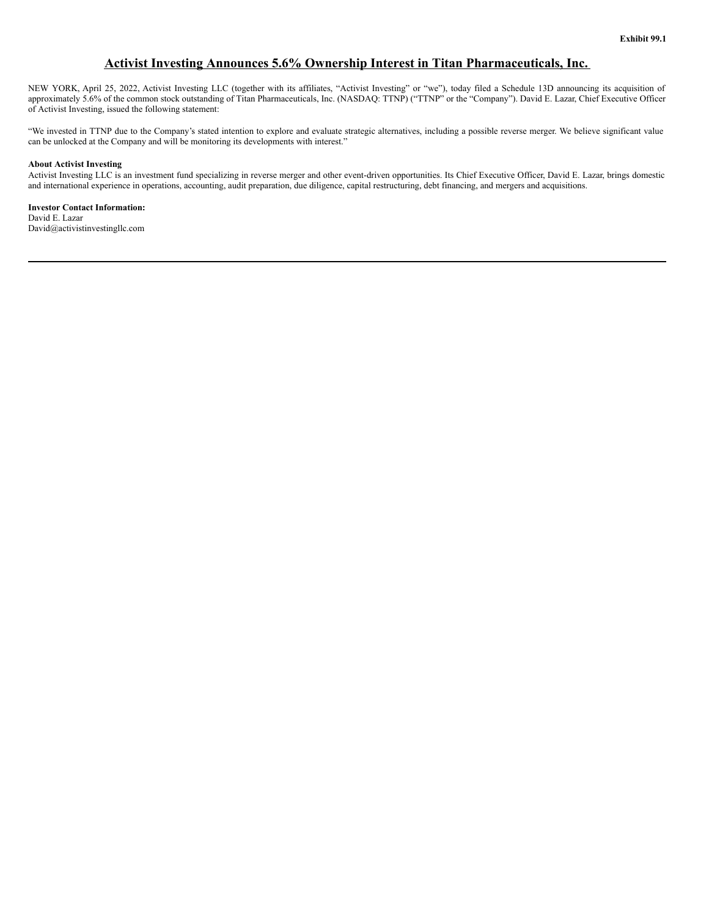**Exhibit 99.1**

# Activist Investing Announces 5.6% Ownership Interest in Titan Pharmaceuticals, Inc.

NEW YORK, April 25, 2022, Activist Investing LLC (together with its affiliates, "Activist Investing" or "we"), today filed a Schedule 13D announcing its acquisition of approximately 5.6% of the common stock outstanding of Titan Pharmaceuticals, Inc. (NASDAQ: TTNP) ("TTNP" or the "Company"). David E. Lazar, Chief Executive Officer of Activist Investing, issued the following statement:

"We invested in TTNP due to the Company's stated intention to explore and evaluate strategic alternatives, including a possible reverse merger. We believe significant value can be unlocked at the Company and will be monitoring its developments with interest."

**About Activist Investing**
Activist Investing LLC is an investment fund specializing in reverse merger and other event-driven opportunities. Its Chief Executive Officer, David E. Lazar, brings domestic and international experience in operations, accounting, audit preparation, due diligence, capital restructuring, debt financing, and mergers and acquisitions.

**Investor Contact Information:**
David E. Lazar
David@activistinvestingllc.com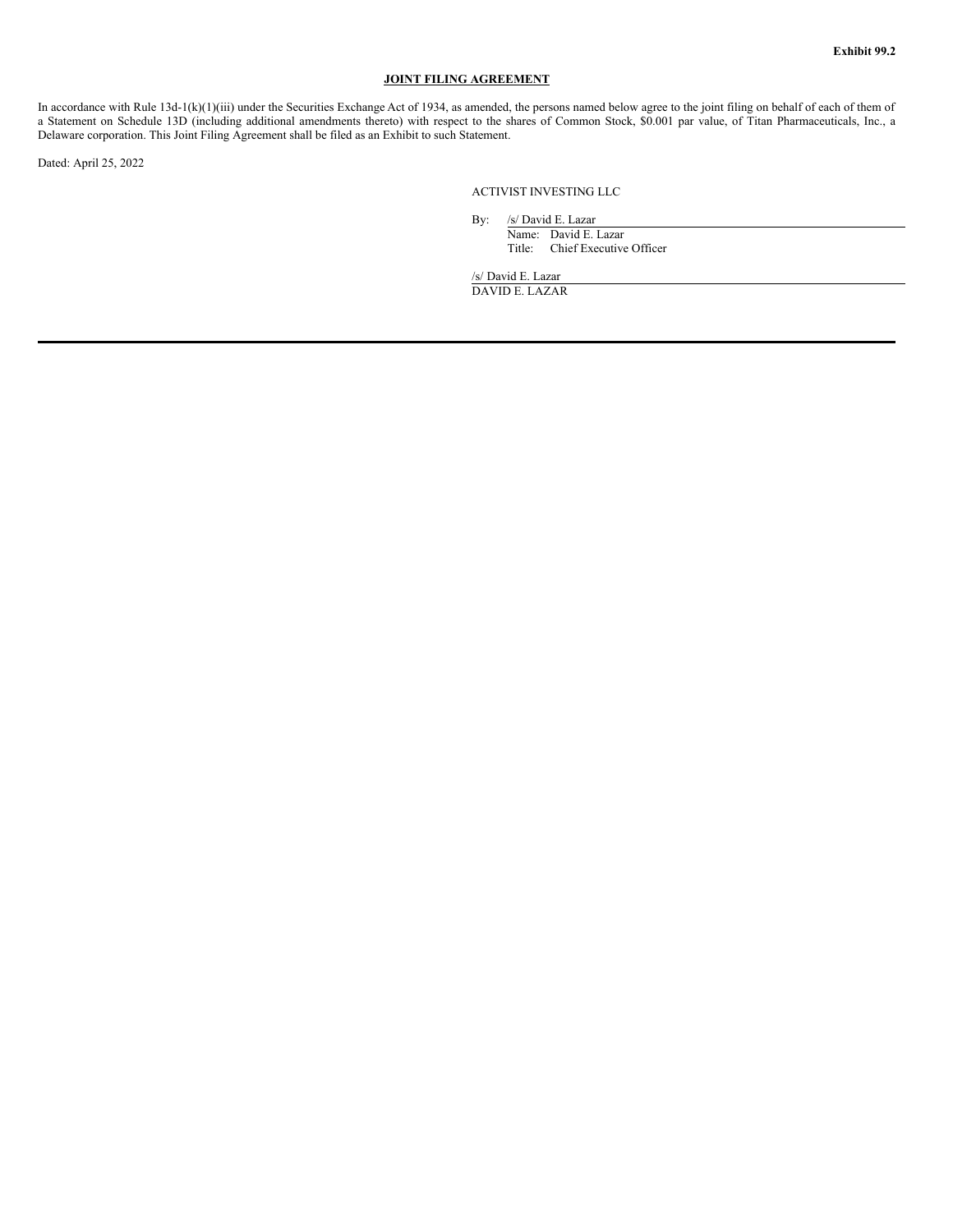Exhibit 99.2

**JOINT FILING AGREEMENT**

In accordance with Rule 13d-1(k)(1)(iii) under the Securities Exchange Act of 1934, as amended, the persons named below agree to the joint filing on behalf of each of them of a Statement on Schedule 13D (including additional amendments thereto) with respect to the shares of Common Stock, $0.001 par value, of Titan Pharmaceuticals, Inc., a Delaware corporation. This Joint Filing Agreement shall be filed as an Exhibit to such Statement.

Dated: April 25, 2022

ACTIVIST INVESTING LLC

By: /s/ David E. Lazar
Name: David E. Lazar
Title: Chief Executive Officer

/s/ David E. Lazar
DAVID E. LAZAR